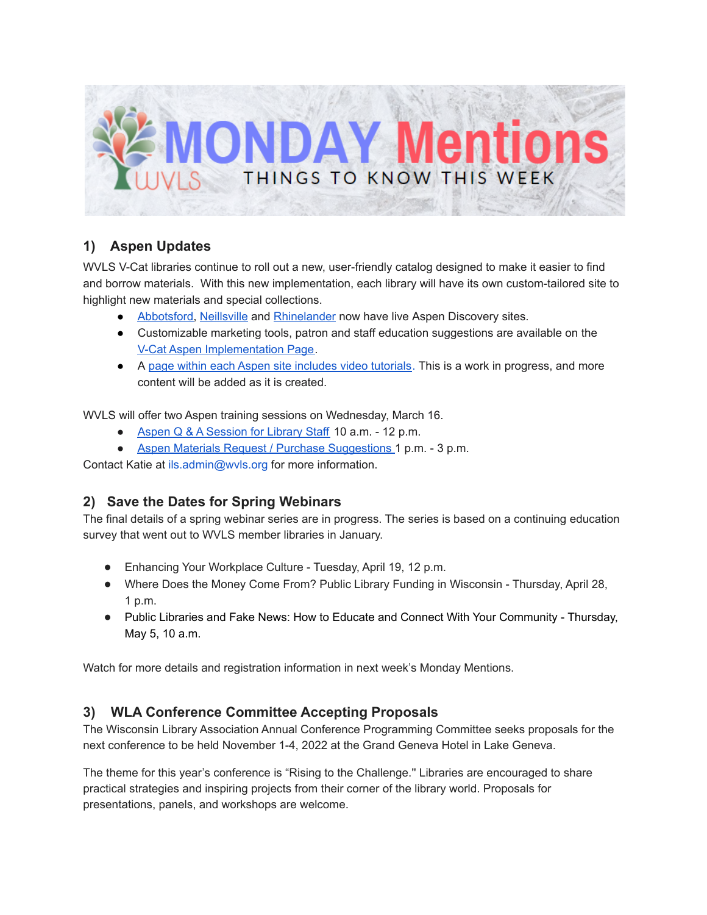# MONDAY Mentions

THINGS TO KNOW THIS WEEK

## 1) Aspen Updates

WVLS V-Cat libraries continue to roll out a new, user-friendly catalog designed to make it easier to find and borrow materials. With this new implementation, each library will have its own custom-tailored site to highlight new materials and special collections.

- Abbotsford, Neillsville and Rhinelander now have live Aspen Discovery sites.
- Customizable marketing tools, patron and staff education suggestions are available on the V-Cat Aspen Implementation Page.
- A page within each Aspen site includes video tutorials. This is a work in progress, and more content will be added as it is created.

WVLS will offer two Aspen training sessions on Wednesday, March 16.

- Aspen Q & A Session for Library Staff 10 a.m. - 12 p.m.
- Aspen Materials Request / Purchase Suggestions 1 p.m. - 3 p.m.

Contact Katie at ils.admin@wvls.org for more information.

## 2) Save the Dates for Spring Webinars

The final details of a spring webinar series are in progress. The series is based on a continuing education survey that went out to WVLS member libraries in January.

- Enhancing Your Workplace Culture - Tuesday, April 19, 12 p.m.
- Where Does the Money Come From? Public Library Funding in Wisconsin - Thursday, April 28, 1 p.m.
- Public Libraries and Fake News: How to Educate and Connect With Your Community - Thursday, May 5, 10 a.m.

Watch for more details and registration information in next week's Monday Mentions.

## 3) WLA Conference Committee Accepting Proposals

The Wisconsin Library Association Annual Conference Programming Committee seeks proposals for the next conference to be held November 1-4, 2022 at the Grand Geneva Hotel in Lake Geneva.

The theme for this year's conference is "Rising to the Challenge." Libraries are encouraged to share practical strategies and inspiring projects from their corner of the library world. Proposals for presentations, panels, and workshops are welcome.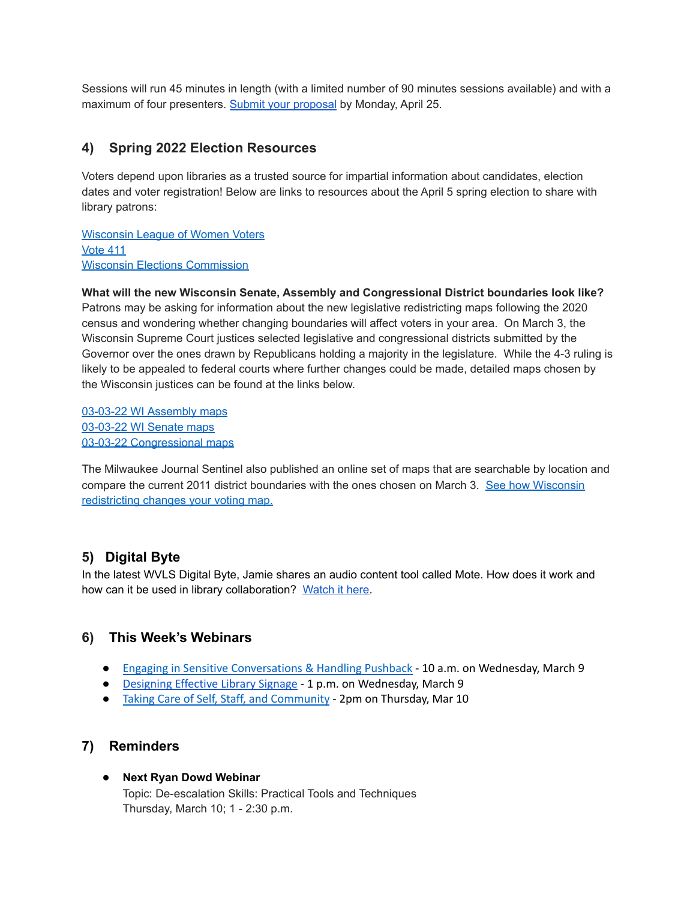Sessions will run 45 minutes in length (with a limited number of 90 minutes sessions available) and with a maximum of four presenters. Submit your proposal by Monday, April 25.

## 4) Spring 2022 Election Resources

Voters depend upon libraries as a trusted source for impartial information about candidates, election dates and voter registration! Below are links to resources about the April 5 spring election to share with library patrons:

Wisconsin League of Women Voters
Vote 411
Wisconsin Elections Commission

**What will the new Wisconsin Senate, Assembly and Congressional District boundaries look like?** Patrons may be asking for information about the new legislative redistricting maps following the 2020 census and wondering whether changing boundaries will affect voters in your area. On March 3, the Wisconsin Supreme Court justices selected legislative and congressional districts submitted by the Governor over the ones drawn by Republicans holding a majority in the legislature. While the 4-3 ruling is likely to be appealed to federal courts where further changes could be made, detailed maps chosen by the Wisconsin justices can be found at the links below.

03-03-22 WI Assembly maps
03-03-22 WI Senate maps
03-03-22 Congressional maps

The Milwaukee Journal Sentinel also published an online set of maps that are searchable by location and compare the current 2011 district boundaries with the ones chosen on March 3. See how Wisconsin redistricting changes your voting map.

## 5) Digital Byte

In the latest WVLS Digital Byte, Jamie shares an audio content tool called Mote. How does it work and how can it be used in library collaboration? Watch it here.

## 6) This Week's Webinars

- Engaging in Sensitive Conversations & Handling Pushback - 10 a.m. on Wednesday, March 9
- Designing Effective Library Signage - 1 p.m. on Wednesday, March 9
- Taking Care of Self, Staff, and Community - 2pm on Thursday, Mar 10

## 7) Reminders

- **Next Ryan Dowd Webinar**
  Topic: De-escalation Skills: Practical Tools and Techniques
  Thursday, March 10; 1 - 2:30 p.m.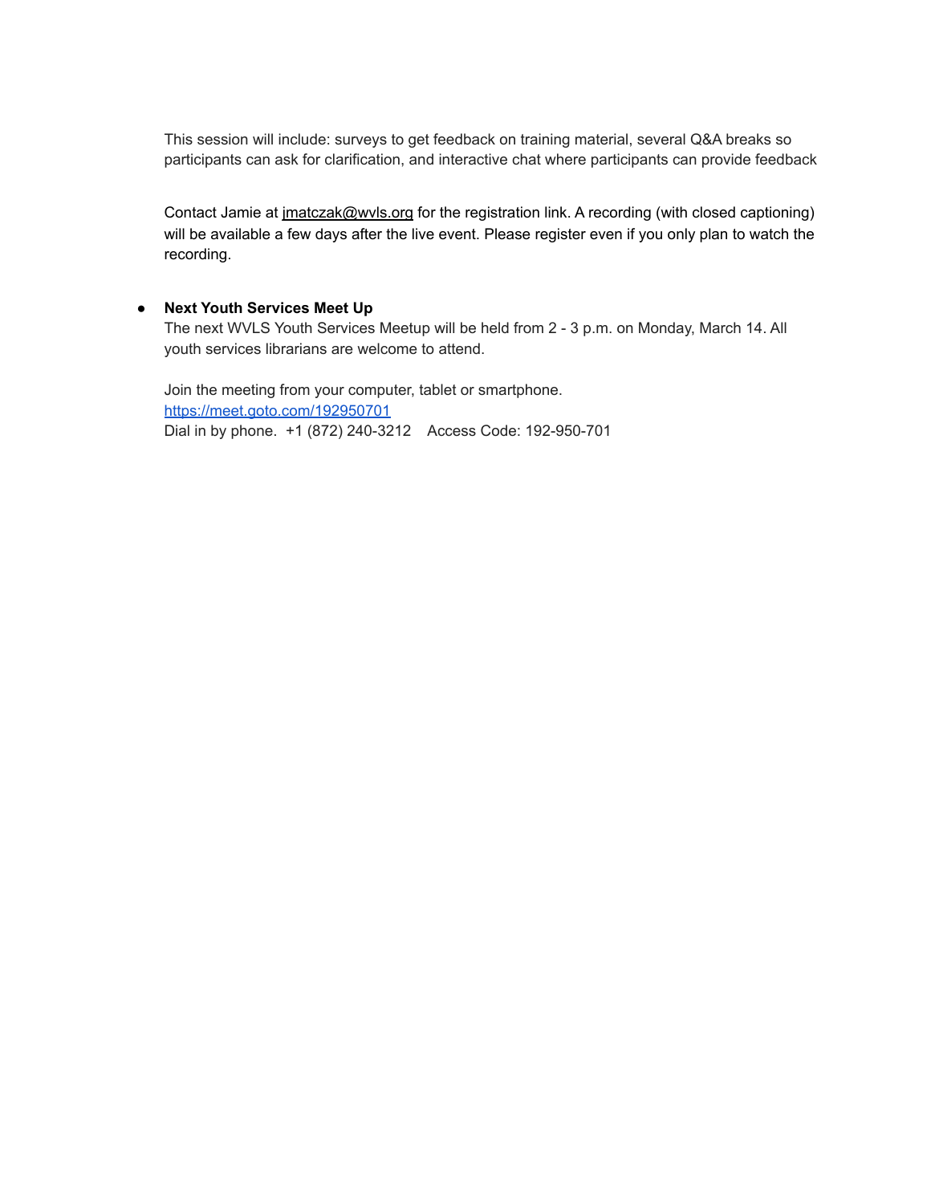This session will include: surveys to get feedback on training material, several Q&A breaks so participants can ask for clarification, and interactive chat where participants can provide feedback

Contact Jamie at jmatczak@wvls.org for the registration link. A recording (with closed captioning) will be available a few days after the live event. Please register even if you only plan to watch the recording.

- **Next Youth Services Meet Up**
  The next WVLS Youth Services Meetup will be held from 2 - 3 p.m. on Monday, March 14. All youth services librarians are welcome to attend.

  Join the meeting from your computer, tablet or smartphone.
  https://meet.goto.com/192950701
  Dial in by phone. +1 (872) 240-3212 Access Code: 192-950-701